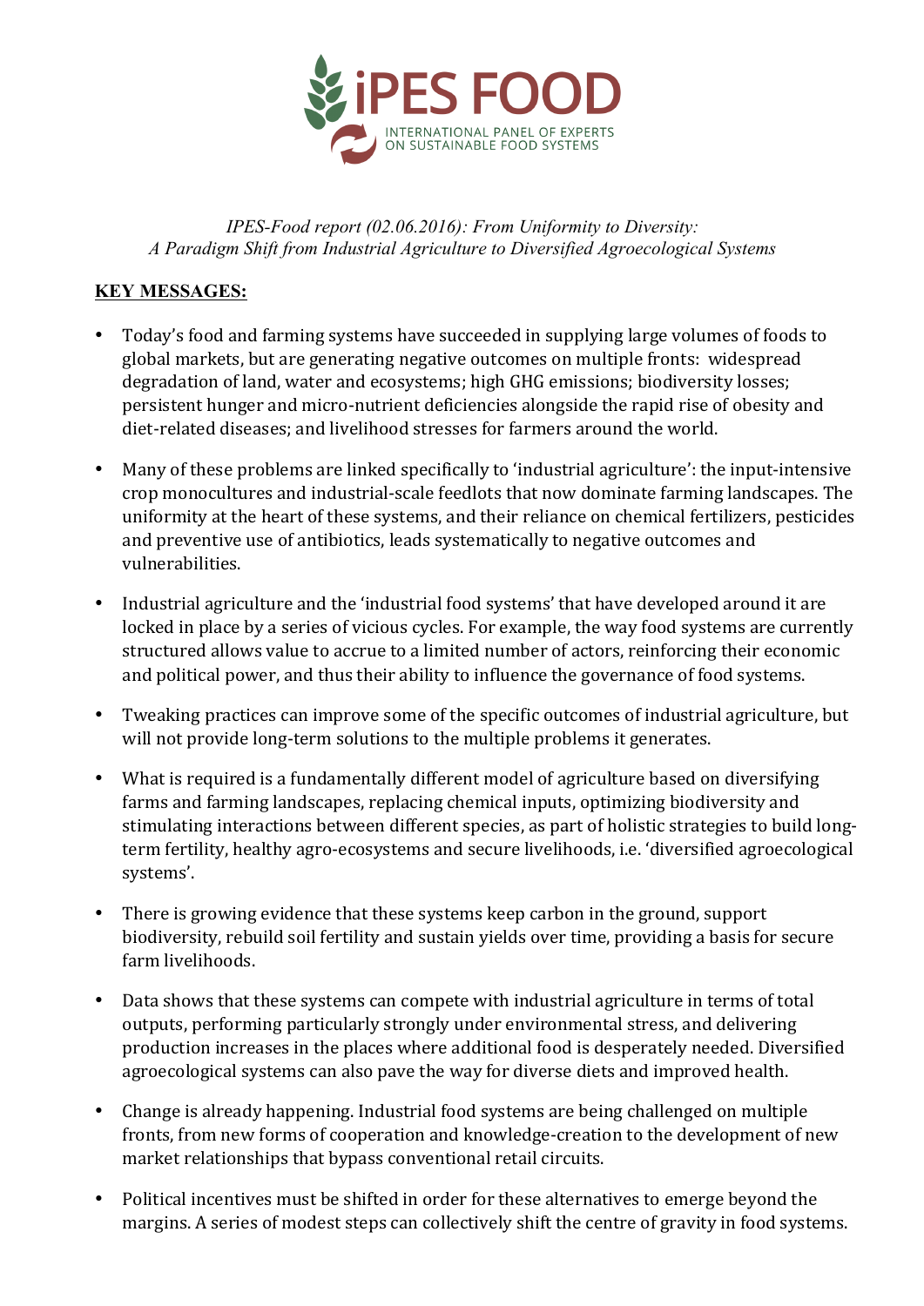iPES FOOD

INTERNATIONAL PANEL OF EXPERTS ON SUSTAINABLE FOOD SYSTEMS

*IPES-Food report (02.06.2016): From Uniformity to Diversity: A Paradigm Shift from Industrial Agriculture to Diversified Agroecological Systems*

## KEY MESSAGES:

- Today's food and farming systems have succeeded in supplying large volumes of foods to global markets, but are generating negative outcomes on multiple fronts: widespread degradation of land, water and ecosystems; high GHG emissions; biodiversity losses; persistent hunger and micro-nutrient deficiencies alongside the rapid rise of obesity and diet-related diseases; and livelihood stresses for farmers around the world.

- Many of these problems are linked specifically to 'industrial agriculture': the input-intensive crop monocultures and industrial-scale feedlots that now dominate farming landscapes. The uniformity at the heart of these systems, and their reliance on chemical fertilizers, pesticides and preventive use of antibiotics, leads systematically to negative outcomes and vulnerabilities.

- Industrial agriculture and the 'industrial food systems' that have developed around it are locked in place by a series of vicious cycles. For example, the way food systems are currently structured allows value to accrue to a limited number of actors, reinforcing their economic and political power, and thus their ability to influence the governance of food systems.

- Tweaking practices can improve some of the specific outcomes of industrial agriculture, but will not provide long-term solutions to the multiple problems it generates.

- What is required is a fundamentally different model of agriculture based on diversifying farms and farming landscapes, replacing chemical inputs, optimizing biodiversity and stimulating interactions between different species, as part of holistic strategies to build long-term fertility, healthy agro-ecosystems and secure livelihoods, i.e. 'diversified agroecological systems'.

- There is growing evidence that these systems keep carbon in the ground, support biodiversity, rebuild soil fertility and sustain yields over time, providing a basis for secure farm livelihoods.

- Data shows that these systems can compete with industrial agriculture in terms of total outputs, performing particularly strongly under environmental stress, and delivering production increases in the places where additional food is desperately needed. Diversified agroecological systems can also pave the way for diverse diets and improved health.

- Change is already happening. Industrial food systems are being challenged on multiple fronts, from new forms of cooperation and knowledge-creation to the development of new market relationships that bypass conventional retail circuits.

- Political incentives must be shifted in order for these alternatives to emerge beyond the margins. A series of modest steps can collectively shift the centre of gravity in food systems.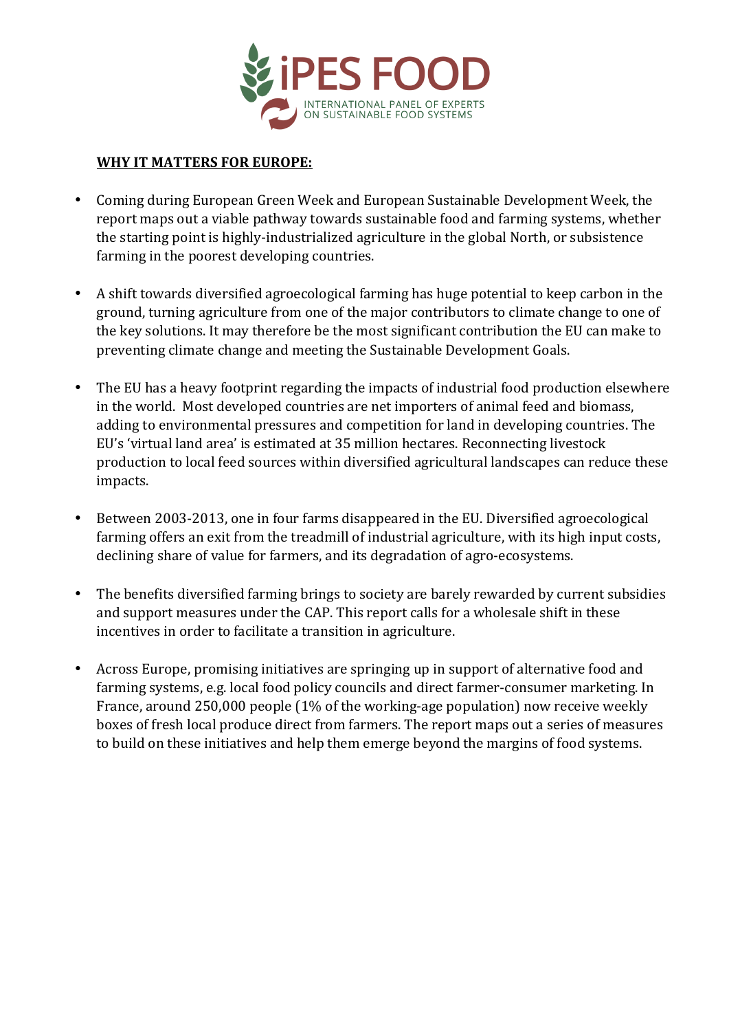iPES FOOD

INTERNATIONAL PANEL OF EXPERTS ON SUSTAINABLE FOOD SYSTEMS

**WHY IT MATTERS FOR EUROPE:**

- Coming during European Green Week and European Sustainable Development Week, the report maps out a viable pathway towards sustainable food and farming systems, whether the starting point is highly-industrialized agriculture in the global North, or subsistence farming in the poorest developing countries.

- A shift towards diversified agroecological farming has huge potential to keep carbon in the ground, turning agriculture from one of the major contributors to climate change to one of the key solutions. It may therefore be the most significant contribution the EU can make to preventing climate change and meeting the Sustainable Development Goals.

- The EU has a heavy footprint regarding the impacts of industrial food production elsewhere in the world. Most developed countries are net importers of animal feed and biomass, adding to environmental pressures and competition for land in developing countries. The EU's 'virtual land area' is estimated at 35 million hectares. Reconnecting livestock production to local feed sources within diversified agricultural landscapes can reduce these impacts.

- Between 2003-2013, one in four farms disappeared in the EU. Diversified agroecological farming offers an exit from the treadmill of industrial agriculture, with its high input costs, declining share of value for farmers, and its degradation of agro-ecosystems.

- The benefits diversified farming brings to society are barely rewarded by current subsidies and support measures under the CAP. This report calls for a wholesale shift in these incentives in order to facilitate a transition in agriculture.

- Across Europe, promising initiatives are springing up in support of alternative food and farming systems, e.g. local food policy councils and direct farmer-consumer marketing. In France, around 250,000 people (1% of the working-age population) now receive weekly boxes of fresh local produce direct from farmers. The report maps out a series of measures to build on these initiatives and help them emerge beyond the margins of food systems.